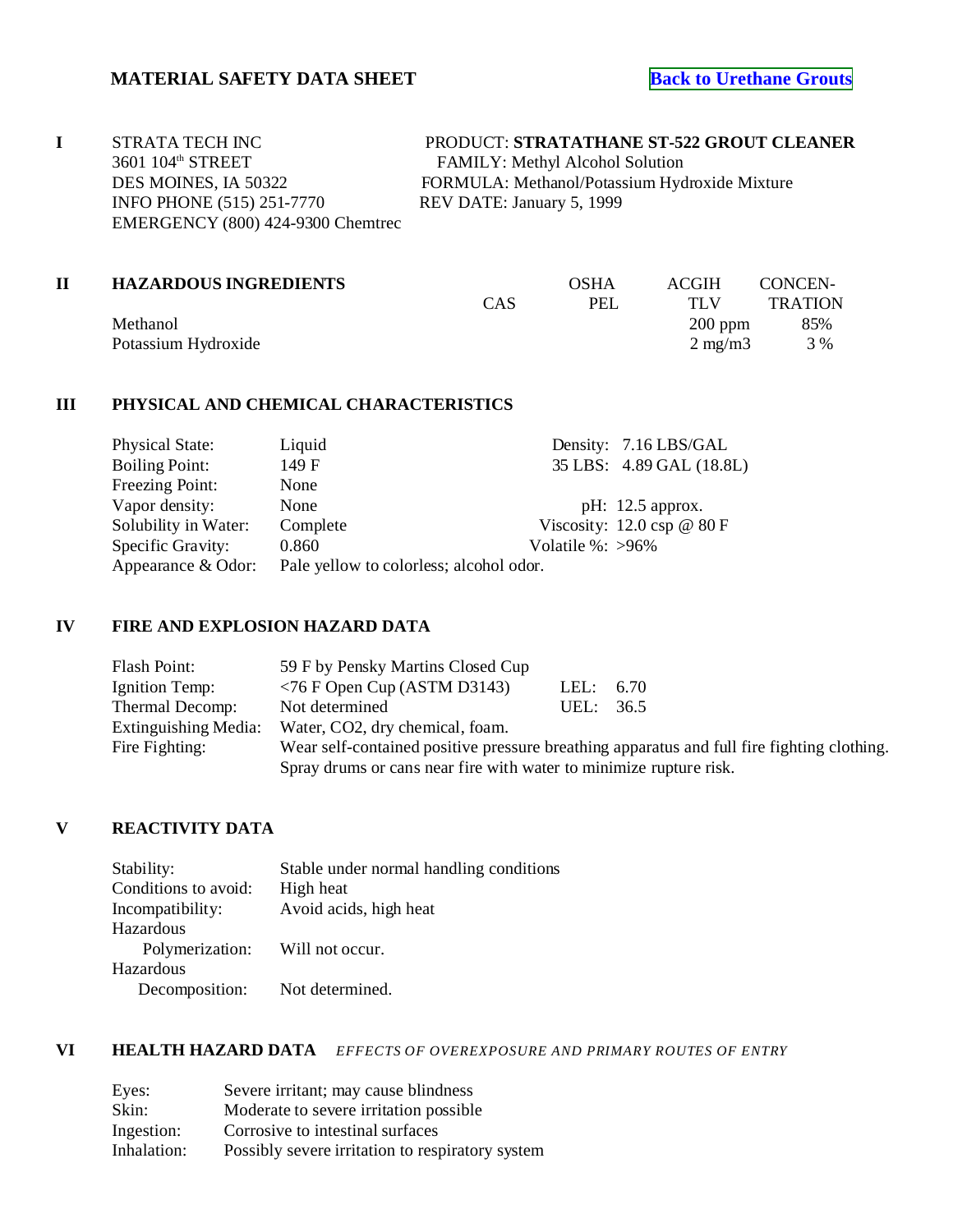# MATERIAL SAFETY DATA SHEET

[Back to Urethane Grouts]

## I

STRATA TECH INC
3601 104th STREET
DES MOINES, IA 50322
INFO PHONE (515) 251-7770
EMERGENCY (800) 424-9300 Chemtrec

PRODUCT: **STRATATHANE ST-522 GROUT CLEANER**
FAMILY: Methyl Alcohol Solution
FORMULA: Methanol/Potassium Hydroxide Mixture
REV DATE: January 5, 1999

## II HAZARDOUS INGREDIENTS

| | CAS | OSHA PEL | ACGIH TLV | CONCENTRATION |
|---|---|---|---|---|
| Methanol | | | 200 ppm | 85% |
| Potassium Hydroxide | | | 2 mg/m3 | 3 % |

## III PHYSICAL AND CHEMICAL CHARACTERISTICS

| | | | |
|---|---|---|---|
| Physical State: | Liquid | Density: | 7.16 LBS/GAL |
| Boiling Point: | 149 F | 35 LBS: | 4.89 GAL (18.8L) |
| Freezing Point: | None | | |
| Vapor density: | None | pH: | 12.5 approx. |
| Solubility in Water: | Complete | Viscosity: | 12.0 csp @ 80 F |
| Specific Gravity: | 0.860 | Volatile %: | >96% |
| Appearance & Odor: | Pale yellow to colorless; alcohol odor. | | |

## IV FIRE AND EXPLOSION HAZARD DATA

| | | | |
|---|---|---|---|
| Flash Point: | 59 F by Pensky Martins Closed Cup | | |
| Ignition Temp: | <76 F Open Cup (ASTM D3143) | LEL: | 6.70 |
| Thermal Decomp: | Not determined | UEL: | 36.5 |
| Extinguishing Media: | Water, CO2, dry chemical, foam. | | |
| Fire Fighting: | Wear self-contained positive pressure breathing apparatus and full fire fighting clothing. Spray drums or cans near fire with water to minimize rupture risk. | | |

## V REACTIVITY DATA

| | |
|---|---|
| Stability: | Stable under normal handling conditions |
| Conditions to avoid: | High heat |
| Incompatibility: | Avoid acids, high heat |
| Hazardous Polymerization: | Will not occur. |
| Hazardous Decomposition: | Not determined. |

## VI HEALTH HAZARD DATA *EFFECTS OF OVEREXPOSURE AND PRIMARY ROUTES OF ENTRY*

| | |
|---|---|
| Eyes: | Severe irritant; may cause blindness |
| Skin: | Moderate to severe irritation possible |
| Ingestion: | Corrosive to intestinal surfaces |
| Inhalation: | Possibly severe irritation to respiratory system |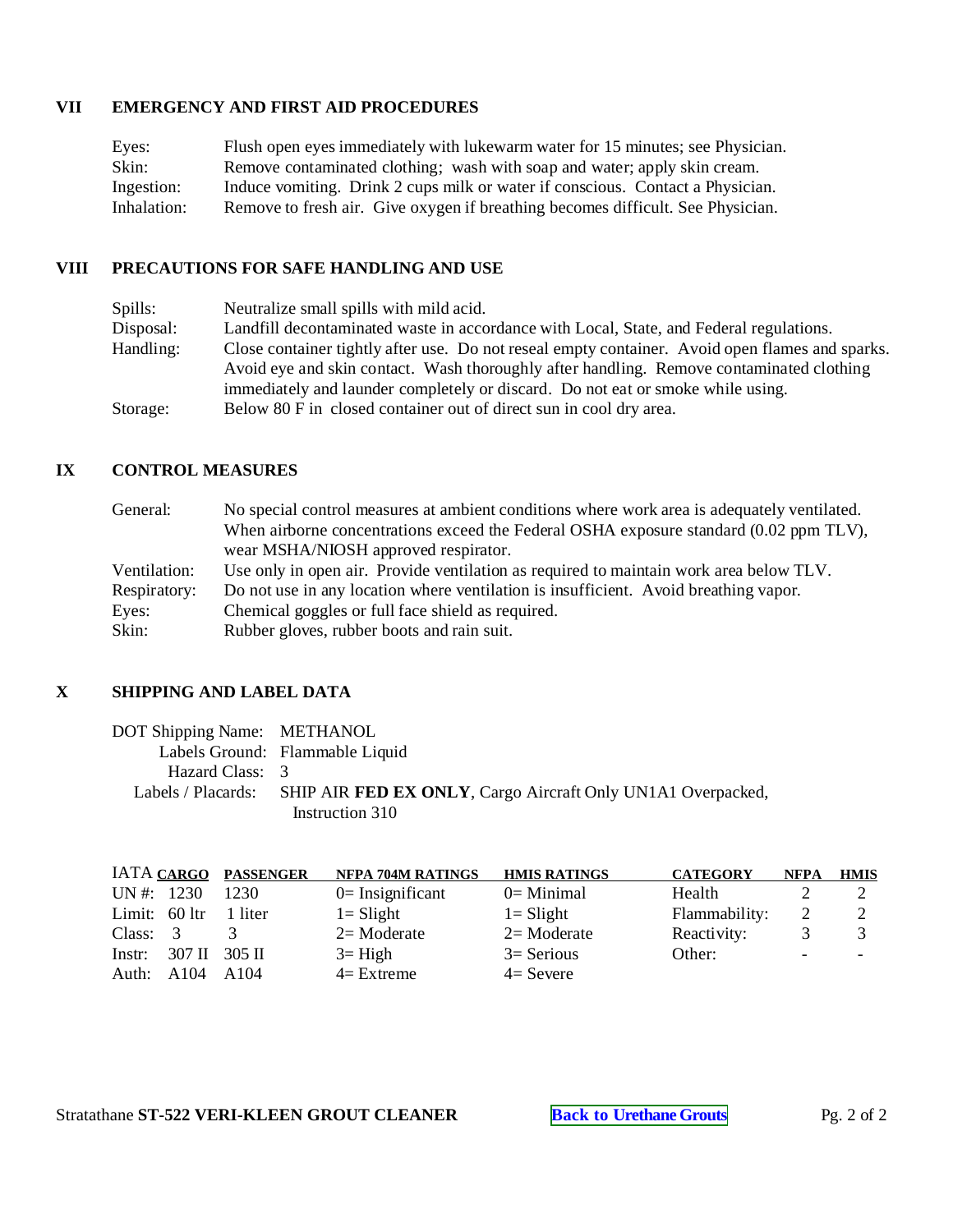## VII EMERGENCY AND FIRST AID PROCEDURES

| | |
|---|---|
| Eyes: | Flush open eyes immediately with lukewarm water for 15 minutes; see Physician. |
| Skin: | Remove contaminated clothing; wash with soap and water; apply skin cream. |
| Ingestion: | Induce vomiting. Drink 2 cups milk or water if conscious. Contact a Physician. |
| Inhalation: | Remove to fresh air. Give oxygen if breathing becomes difficult. See Physician. |

## VIII PRECAUTIONS FOR SAFE HANDLING AND USE

| | |
|---|---|
| Spills: | Neutralize small spills with mild acid. |
| Disposal: | Landfill decontaminated waste in accordance with Local, State, and Federal regulations. |
| Handling: | Close container tightly after use. Do not reseal empty container. Avoid open flames and sparks. Avoid eye and skin contact. Wash thoroughly after handling. Remove contaminated clothing immediately and launder completely or discard. Do not eat or smoke while using. |
| Storage: | Below 80 F in closed container out of direct sun in cool dry area. |

## IX CONTROL MEASURES

| | |
|---|---|
| General: | No special control measures at ambient conditions where work area is adequately ventilated. When airborne concentrations exceed the Federal OSHA exposure standard (0.02 ppm TLV), wear MSHA/NIOSH approved respirator. |
| Ventilation: | Use only in open air. Provide ventilation as required to maintain work area below TLV. |
| Respiratory: | Do not use in any location where ventilation is insufficient. Avoid breathing vapor. |
| Eyes: | Chemical goggles or full face shield as required. |
| Skin: | Rubber gloves, rubber boots and rain suit. |

## X SHIPPING AND LABEL DATA

DOT Shipping Name: METHANOL
Labels Ground: Flammable Liquid
Hazard Class: 3
Labels / Placards: SHIP AIR **FED EX ONLY**, Cargo Aircraft Only UN1A1 Overpacked, Instruction 310

| IATA | CARGO | PASSENGER | NFPA 704M RATINGS | HMIS RATINGS | CATEGORY | NFPA | HMIS |
|---|---|---|---|---|---|---|---|
| UN #: | 1230 | 1230 | 0= Insignificant | 0= Minimal | Health | 2 | 2 |
| Limit: | 60 ltr | 1 liter | 1= Slight | 1= Slight | Flammability: | 2 | 2 |
| Class: | 3 | 3 | 2= Moderate | 2= Moderate | Reactivity: | 3 | 3 |
| Instr: | 307 II | 305 II | 3= High | 3= Serious | Other: | - | - |
| Auth: | A104 | A104 | 4= Extreme | 4= Severe | | | |

Stratathane **ST-522 VERI-KLEEN GROUT CLEANER** **Back to Urethane Grouts**